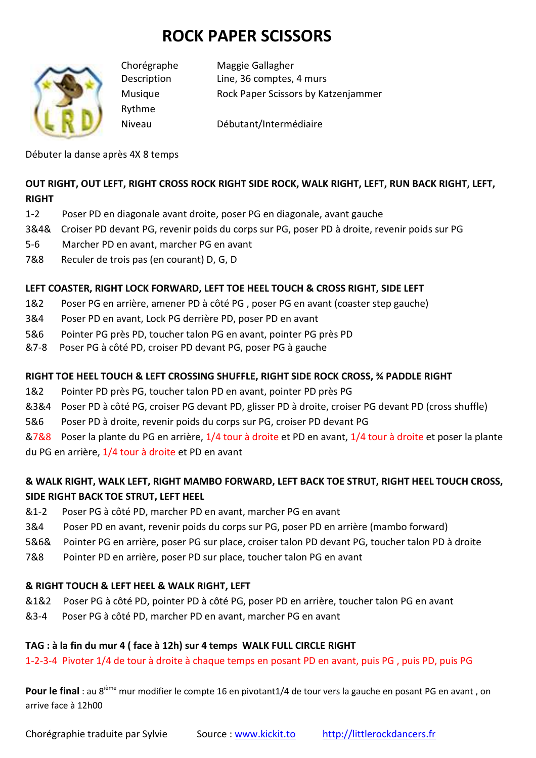# ROCK PAPER SCISSORS

| | |
|---|---|
| Chorégraphe | Maggie Gallagher |
| Description | Line, 36 comptes, 4 murs |
| Musique | Rock Paper Scissors by Katzenjammer |
| Rythme | |
| Niveau | Débutant/Intermédiaire |

Débuter la danse après 4X 8 temps

**OUT RIGHT, OUT LEFT, RIGHT CROSS ROCK RIGHT SIDE ROCK, WALK RIGHT, LEFT, RUN BACK RIGHT, LEFT, RIGHT**

1-2 Poser PD en diagonale avant droite, poser PG en diagonale, avant gauche
3&4& Croiser PD devant PG, revenir poids du corps sur PG, poser PD à droite, revenir poids sur PG
5-6 Marcher PD en avant, marcher PG en avant
7&8 Reculer de trois pas (en courant) D, G, D

**LEFT COASTER, RIGHT LOCK FORWARD, LEFT TOE HEEL TOUCH & CROSS RIGHT, SIDE LEFT**

1&2 Poser PG en arrière, amener PD à côté PG , poser PG en avant (coaster step gauche)
3&4 Poser PD en avant, Lock PG derrière PD, poser PD en avant
5&6 Pointer PG près PD, toucher talon PG en avant, pointer PG près PD
&7-8 Poser PG à côté PD, croiser PD devant PG, poser PG à gauche

**RIGHT TOE HEEL TOUCH & LEFT CROSSING SHUFFLE, RIGHT SIDE ROCK CROSS, ¾ PADDLE RIGHT**

1&2 Pointer PD près PG, toucher talon PD en avant, pointer PD près PG
&3&4 Poser PD à côté PG, croiser PG devant PD, glisser PD à droite, croiser PG devant PD (cross shuffle)
5&6 Poser PD à droite, revenir poids du corps sur PG, croiser PD devant PG
&7&8 Poser la plante du PG en arrière, 1/4 tour à droite et PD en avant, 1/4 tour à droite et poser la plante du PG en arrière, 1/4 tour à droite et PD en avant

**& WALK RIGHT, WALK LEFT, RIGHT MAMBO FORWARD, LEFT BACK TOE STRUT, RIGHT HEEL TOUCH CROSS, SIDE RIGHT BACK TOE STRUT, LEFT HEEL**

&1-2 Poser PG à côté PD, marcher PD en avant, marcher PG en avant
3&4 Poser PD en avant, revenir poids du corps sur PG, poser PD en arrière (mambo forward)
5&6& Pointer PG en arrière, poser PG sur place, croiser talon PD devant PG, toucher talon PD à droite
7&8 Pointer PD en arrière, poser PD sur place, toucher talon PG en avant

**& RIGHT TOUCH & LEFT HEEL & WALK RIGHT, LEFT**

&1&2 Poser PG à côté PD, pointer PD à côté PG, poser PD en arrière, toucher talon PG en avant
&3-4 Poser PG à côté PD, marcher PD en avant, marcher PG en avant

**TAG : à la fin du mur 4 ( face à 12h) sur 4 temps WALK FULL CIRCLE RIGHT**

1-2-3-4 Pivoter 1/4 de tour à droite à chaque temps en posant PD en avant, puis PG , puis PD, puis PG

**Pour le final** : au 8ième mur modifier le compte 16 en pivotant1/4 de tour vers la gauche en posant PG en avant , on arrive face à 12h00

Chorégraphie traduite par Sylvie Source : [www.kickit.to](http://www.kickit.to) [http://littlerockdancers.fr](http://littlerockdancers.fr)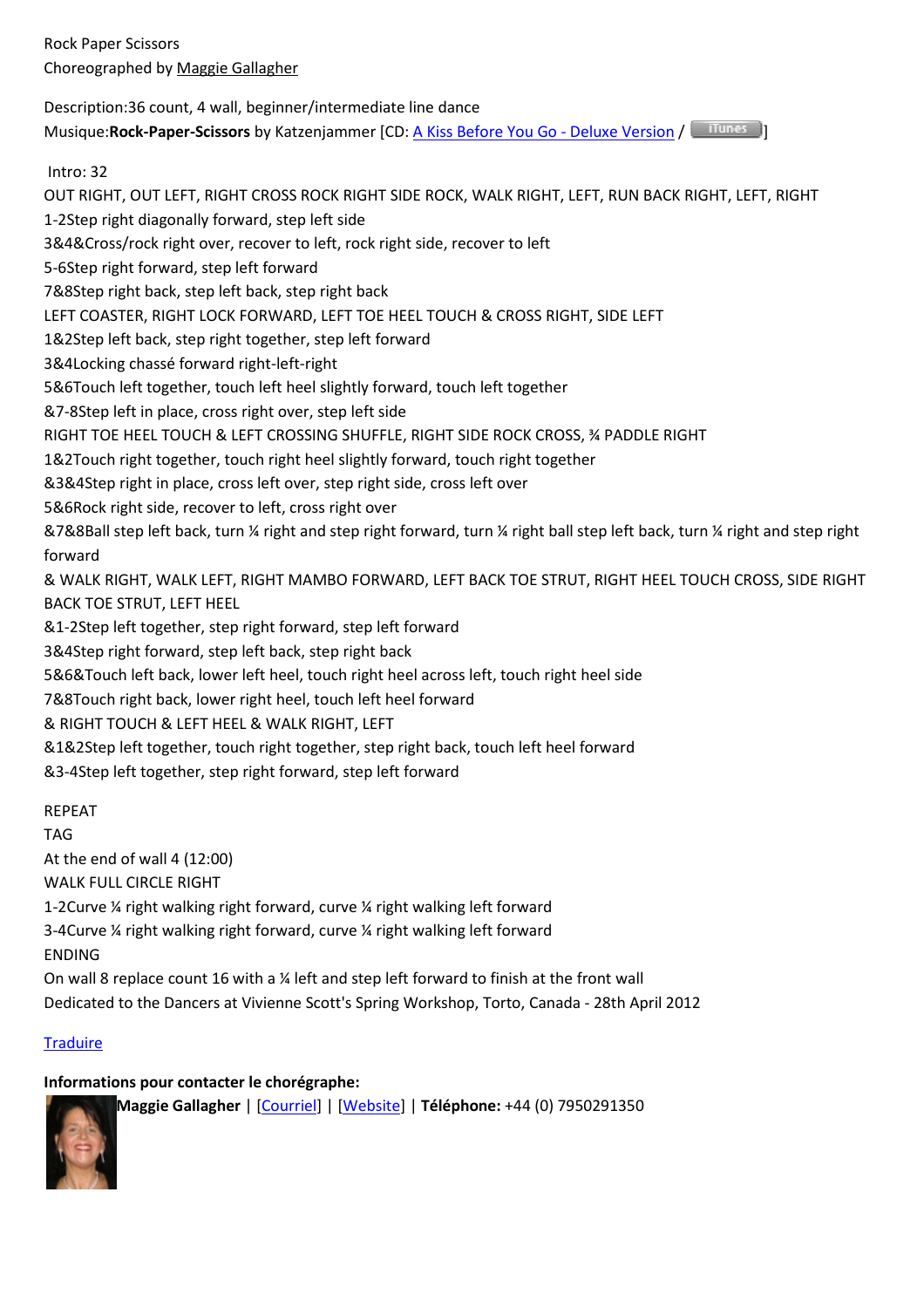Rock Paper Scissors
Choreographed by Maggie Gallagher

Description:36 count, 4 wall, beginner/intermediate line dance
Musique:**Rock-Paper-Scissors** by Katzenjammer [CD: A Kiss Before You Go - Deluxe Version / iTunes]

Intro: 32

OUT RIGHT, OUT LEFT, RIGHT CROSS ROCK RIGHT SIDE ROCK, WALK RIGHT, LEFT, RUN BACK RIGHT, LEFT, RIGHT
1-2Step right diagonally forward, step left side
3&4&Cross/rock right over, recover to left, rock right side, recover to left
5-6Step right forward, step left forward
7&8Step right back, step left back, step right back

LEFT COASTER, RIGHT LOCK FORWARD, LEFT TOE HEEL TOUCH & CROSS RIGHT, SIDE LEFT
1&2Step left back, step right together, step left forward
3&4Locking chassé forward right-left-right
5&6Touch left together, touch left heel slightly forward, touch left together
&7-8Step left in place, cross right over, step left side

RIGHT TOE HEEL TOUCH & LEFT CROSSING SHUFFLE, RIGHT SIDE ROCK CROSS, ¾ PADDLE RIGHT
1&2Touch right together, touch right heel slightly forward, touch right together
&3&4Step right in place, cross left over, step right side, cross left over
5&6Rock right side, recover to left, cross right over
&7&8Ball step left back, turn ¼ right and step right forward, turn ¼ right ball step left back, turn ¼ right and step right forward

& WALK RIGHT, WALK LEFT, RIGHT MAMBO FORWARD, LEFT BACK TOE STRUT, RIGHT HEEL TOUCH CROSS, SIDE RIGHT BACK TOE STRUT, LEFT HEEL
&1-2Step left together, step right forward, step left forward
3&4Step right forward, step left back, step right back
5&6&Touch left back, lower left heel, touch right heel across left, touch right heel side
7&8Touch right back, lower right heel, touch left heel forward

& RIGHT TOUCH & LEFT HEEL & WALK RIGHT, LEFT
&1&2Step left together, touch right together, step right back, touch left heel forward
&3-4Step left together, step right forward, step left forward

REPEAT

TAG
At the end of wall 4 (12:00)
WALK FULL CIRCLE RIGHT
1-2Curve ¼ right walking right forward, curve ¼ right walking left forward
3-4Curve ¼ right walking right forward, curve ¼ right walking left forward

ENDING
On wall 8 replace count 16 with a ¼ left and step left forward to finish at the front wall
Dedicated to the Dancers at Vivienne Scott's Spring Workshop, Torto, Canada - 28th April 2012

Traduire

**Informations pour contacter le chorégraphe:**
**Maggie Gallagher** | [Courriel] | [Website] | **Téléphone:** +44 (0) 7950291350